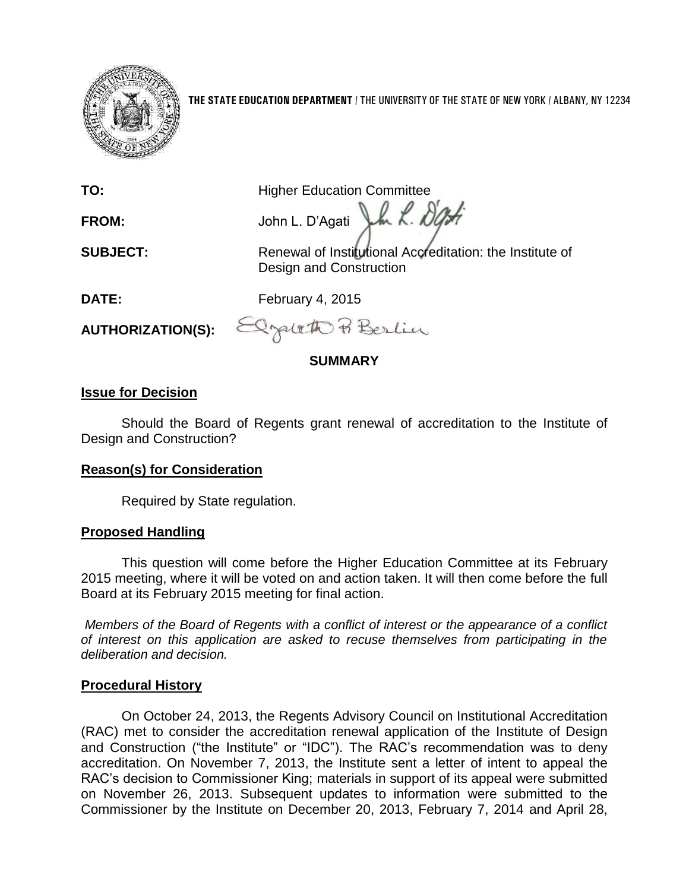**THE STATE EDUCATION DEPARTMENT** / THE UNIVERSITY OF THE STATE OF NEW YORK / ALBANY, NY 12234

**TO:** Higher Education Committee

**FROM:** John L. D'Agati

**SUBJECT:** Renewal of Institutional Accreditation: the Institute of Design and Construction

**DATE:** February 4, 2015

**AUTHORIZATION(S):**

## SUMMARY

### Issue for Decision

Should the Board of Regents grant renewal of accreditation to the Institute of Design and Construction?

### Reason(s) for Consideration

Required by State regulation.

### Proposed Handling

This question will come before the Higher Education Committee at its February 2015 meeting, where it will be voted on and action taken. It will then come before the full Board at its February 2015 meeting for final action.

*Members of the Board of Regents with a conflict of interest or the appearance of a conflict of interest on this application are asked to recuse themselves from participating in the deliberation and decision.*

### Procedural History

On October 24, 2013, the Regents Advisory Council on Institutional Accreditation (RAC) met to consider the accreditation renewal application of the Institute of Design and Construction ("the Institute" or "IDC"). The RAC's recommendation was to deny accreditation. On November 7, 2013, the Institute sent a letter of intent to appeal the RAC's decision to Commissioner King; materials in support of its appeal were submitted on November 26, 2013. Subsequent updates to information were submitted to the Commissioner by the Institute on December 20, 2013, February 7, 2014 and April 28,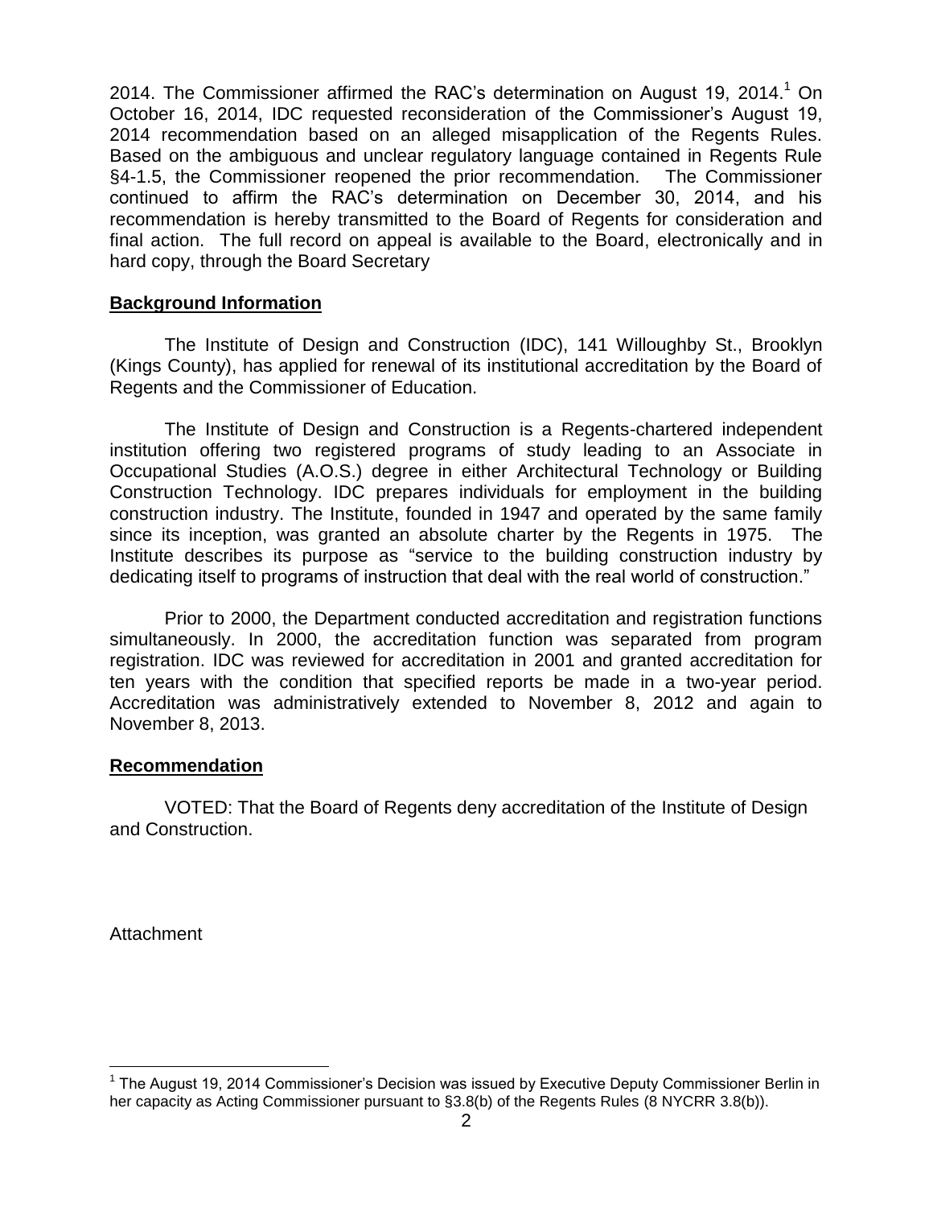2014. The Commissioner affirmed the RAC's determination on August 19, 2014.[1] On October 16, 2014, IDC requested reconsideration of the Commissioner's August 19, 2014 recommendation based on an alleged misapplication of the Regents Rules. Based on the ambiguous and unclear regulatory language contained in Regents Rule §4-1.5, the Commissioner reopened the prior recommendation. The Commissioner continued to affirm the RAC's determination on December 30, 2014, and his recommendation is hereby transmitted to the Board of Regents for consideration and final action. The full record on appeal is available to the Board, electronically and in hard copy, through the Board Secretary

**Background Information**

The Institute of Design and Construction (IDC), 141 Willoughby St., Brooklyn (Kings County), has applied for renewal of its institutional accreditation by the Board of Regents and the Commissioner of Education.

The Institute of Design and Construction is a Regents-chartered independent institution offering two registered programs of study leading to an Associate in Occupational Studies (A.O.S.) degree in either Architectural Technology or Building Construction Technology. IDC prepares individuals for employment in the building construction industry. The Institute, founded in 1947 and operated by the same family since its inception, was granted an absolute charter by the Regents in 1975. The Institute describes its purpose as "service to the building construction industry by dedicating itself to programs of instruction that deal with the real world of construction."

Prior to 2000, the Department conducted accreditation and registration functions simultaneously. In 2000, the accreditation function was separated from program registration. IDC was reviewed for accreditation in 2001 and granted accreditation for ten years with the condition that specified reports be made in a two-year period. Accreditation was administratively extended to November 8, 2012 and again to November 8, 2013.

**Recommendation**

VOTED: That the Board of Regents deny accreditation of the Institute of Design and Construction.

Attachment

[1] The August 19, 2014 Commissioner's Decision was issued by Executive Deputy Commissioner Berlin in her capacity as Acting Commissioner pursuant to §3.8(b) of the Regents Rules (8 NYCRR 3.8(b)).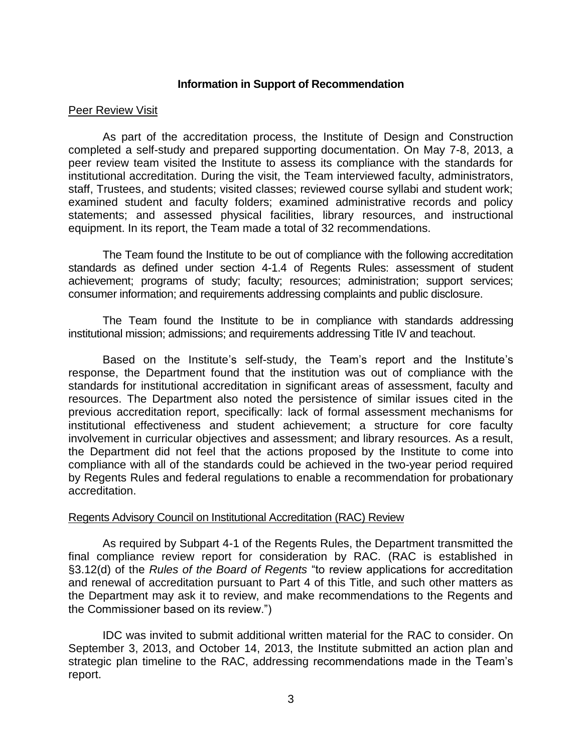## Information in Support of Recommendation

<u>Peer Review Visit</u>

As part of the accreditation process, the Institute of Design and Construction completed a self-study and prepared supporting documentation. On May 7-8, 2013, a peer review team visited the Institute to assess its compliance with the standards for institutional accreditation. During the visit, the Team interviewed faculty, administrators, staff, Trustees, and students; visited classes; reviewed course syllabi and student work; examined student and faculty folders; examined administrative records and policy statements; and assessed physical facilities, library resources, and instructional equipment. In its report, the Team made a total of 32 recommendations.

The Team found the Institute to be out of compliance with the following accreditation standards as defined under section 4-1.4 of Regents Rules: assessment of student achievement; programs of study; faculty; resources; administration; support services; consumer information; and requirements addressing complaints and public disclosure.

The Team found the Institute to be in compliance with standards addressing institutional mission; admissions; and requirements addressing Title IV and teachout.

Based on the Institute's self-study, the Team's report and the Institute's response, the Department found that the institution was out of compliance with the standards for institutional accreditation in significant areas of assessment, faculty and resources. The Department also noted the persistence of similar issues cited in the previous accreditation report, specifically: lack of formal assessment mechanisms for institutional effectiveness and student achievement; a structure for core faculty involvement in curricular objectives and assessment; and library resources. As a result, the Department did not feel that the actions proposed by the Institute to come into compliance with all of the standards could be achieved in the two-year period required by Regents Rules and federal regulations to enable a recommendation for probationary accreditation.

<u>Regents Advisory Council on Institutional Accreditation (RAC) Review</u>

As required by Subpart 4-1 of the Regents Rules, the Department transmitted the final compliance review report for consideration by RAC. (RAC is established in §3.12(d) of the *Rules of the Board of Regents* "to review applications for accreditation and renewal of accreditation pursuant to Part 4 of this Title, and such other matters as the Department may ask it to review, and make recommendations to the Regents and the Commissioner based on its review.")

IDC was invited to submit additional written material for the RAC to consider. On September 3, 2013, and October 14, 2013, the Institute submitted an action plan and strategic plan timeline to the RAC, addressing recommendations made in the Team's report.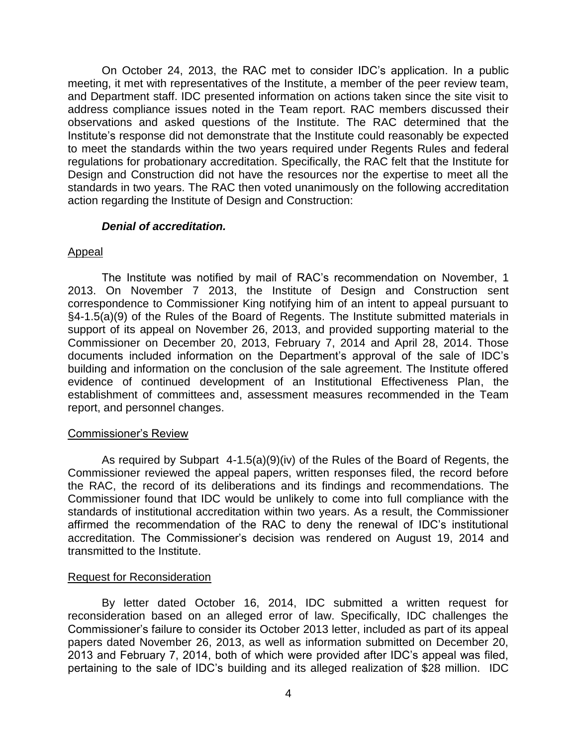On October 24, 2013, the RAC met to consider IDC's application. In a public meeting, it met with representatives of the Institute, a member of the peer review team, and Department staff. IDC presented information on actions taken since the site visit to address compliance issues noted in the Team report. RAC members discussed their observations and asked questions of the Institute. The RAC determined that the Institute's response did not demonstrate that the Institute could reasonably be expected to meet the standards within the two years required under Regents Rules and federal regulations for probationary accreditation. Specifically, the RAC felt that the Institute for Design and Construction did not have the resources nor the expertise to meet all the standards in two years. The RAC then voted unanimously on the following accreditation action regarding the Institute of Design and Construction:

***Denial of accreditation.***

Appeal

The Institute was notified by mail of RAC's recommendation on November, 1 2013. On November 7 2013, the Institute of Design and Construction sent correspondence to Commissioner King notifying him of an intent to appeal pursuant to §4-1.5(a)(9) of the Rules of the Board of Regents. The Institute submitted materials in support of its appeal on November 26, 2013, and provided supporting material to the Commissioner on December 20, 2013, February 7, 2014 and April 28, 2014. Those documents included information on the Department's approval of the sale of IDC's building and information on the conclusion of the sale agreement. The Institute offered evidence of continued development of an Institutional Effectiveness Plan, the establishment of committees and, assessment measures recommended in the Team report, and personnel changes.

Commissioner's Review

As required by Subpart 4-1.5(a)(9)(iv) of the Rules of the Board of Regents, the Commissioner reviewed the appeal papers, written responses filed, the record before the RAC, the record of its deliberations and its findings and recommendations. The Commissioner found that IDC would be unlikely to come into full compliance with the standards of institutional accreditation within two years. As a result, the Commissioner affirmed the recommendation of the RAC to deny the renewal of IDC's institutional accreditation. The Commissioner's decision was rendered on August 19, 2014 and transmitted to the Institute.

Request for Reconsideration

By letter dated October 16, 2014, IDC submitted a written request for reconsideration based on an alleged error of law. Specifically, IDC challenges the Commissioner's failure to consider its October 2013 letter, included as part of its appeal papers dated November 26, 2013, as well as information submitted on December 20, 2013 and February 7, 2014, both of which were provided after IDC's appeal was filed, pertaining to the sale of IDC's building and its alleged realization of $28 million. IDC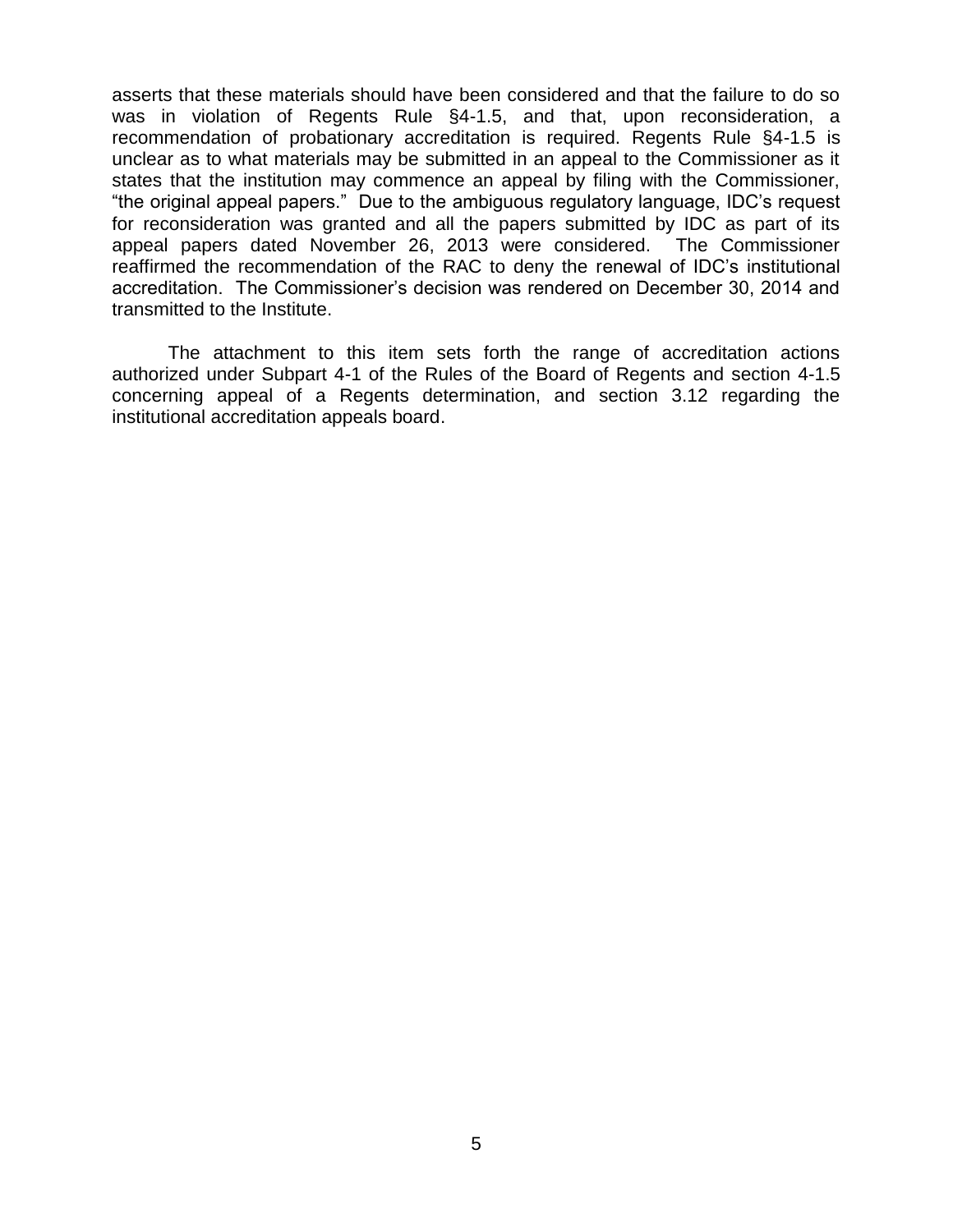asserts that these materials should have been considered and that the failure to do so was in violation of Regents Rule §4-1.5, and that, upon reconsideration, a recommendation of probationary accreditation is required. Regents Rule §4-1.5 is unclear as to what materials may be submitted in an appeal to the Commissioner as it states that the institution may commence an appeal by filing with the Commissioner, "the original appeal papers." Due to the ambiguous regulatory language, IDC's request for reconsideration was granted and all the papers submitted by IDC as part of its appeal papers dated November 26, 2013 were considered. The Commissioner reaffirmed the recommendation of the RAC to deny the renewal of IDC's institutional accreditation. The Commissioner's decision was rendered on December 30, 2014 and transmitted to the Institute.

The attachment to this item sets forth the range of accreditation actions authorized under Subpart 4-1 of the Rules of the Board of Regents and section 4-1.5 concerning appeal of a Regents determination, and section 3.12 regarding the institutional accreditation appeals board.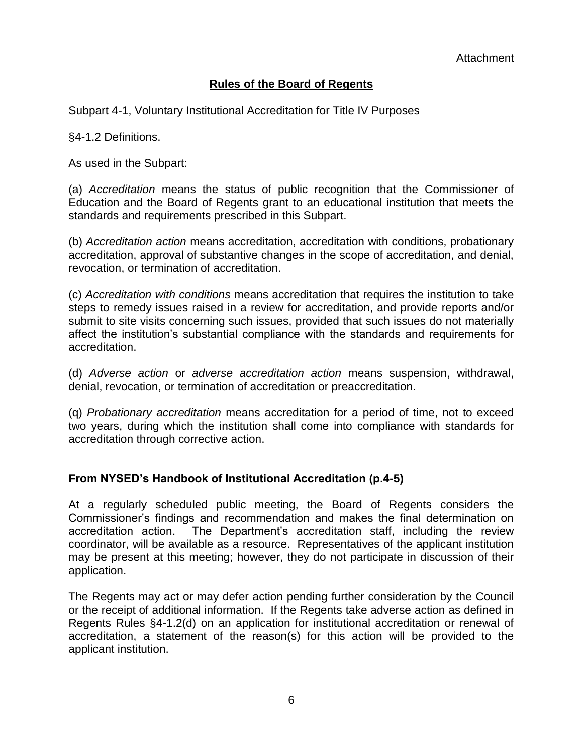Attachment

## Rules of the Board of Regents

Subpart 4-1, Voluntary Institutional Accreditation for Title IV Purposes

§4-1.2 Definitions.

As used in the Subpart:

(a) *Accreditation* means the status of public recognition that the Commissioner of Education and the Board of Regents grant to an educational institution that meets the standards and requirements prescribed in this Subpart.

(b) *Accreditation action* means accreditation, accreditation with conditions, probationary accreditation, approval of substantive changes in the scope of accreditation, and denial, revocation, or termination of accreditation.

(c) *Accreditation with conditions* means accreditation that requires the institution to take steps to remedy issues raised in a review for accreditation, and provide reports and/or submit to site visits concerning such issues, provided that such issues do not materially affect the institution's substantial compliance with the standards and requirements for accreditation.

(d) *Adverse action* or *adverse accreditation action* means suspension, withdrawal, denial, revocation, or termination of accreditation or preaccreditation.

(q) *Probationary accreditation* means accreditation for a period of time, not to exceed two years, during which the institution shall come into compliance with standards for accreditation through corrective action.

### From NYSED's Handbook of Institutional Accreditation (p.4-5)

At a regularly scheduled public meeting, the Board of Regents considers the Commissioner's findings and recommendation and makes the final determination on accreditation action. The Department's accreditation staff, including the review coordinator, will be available as a resource. Representatives of the applicant institution may be present at this meeting; however, they do not participate in discussion of their application.

The Regents may act or may defer action pending further consideration by the Council or the receipt of additional information. If the Regents take adverse action as defined in Regents Rules §4-1.2(d) on an application for institutional accreditation or renewal of accreditation, a statement of the reason(s) for this action will be provided to the applicant institution.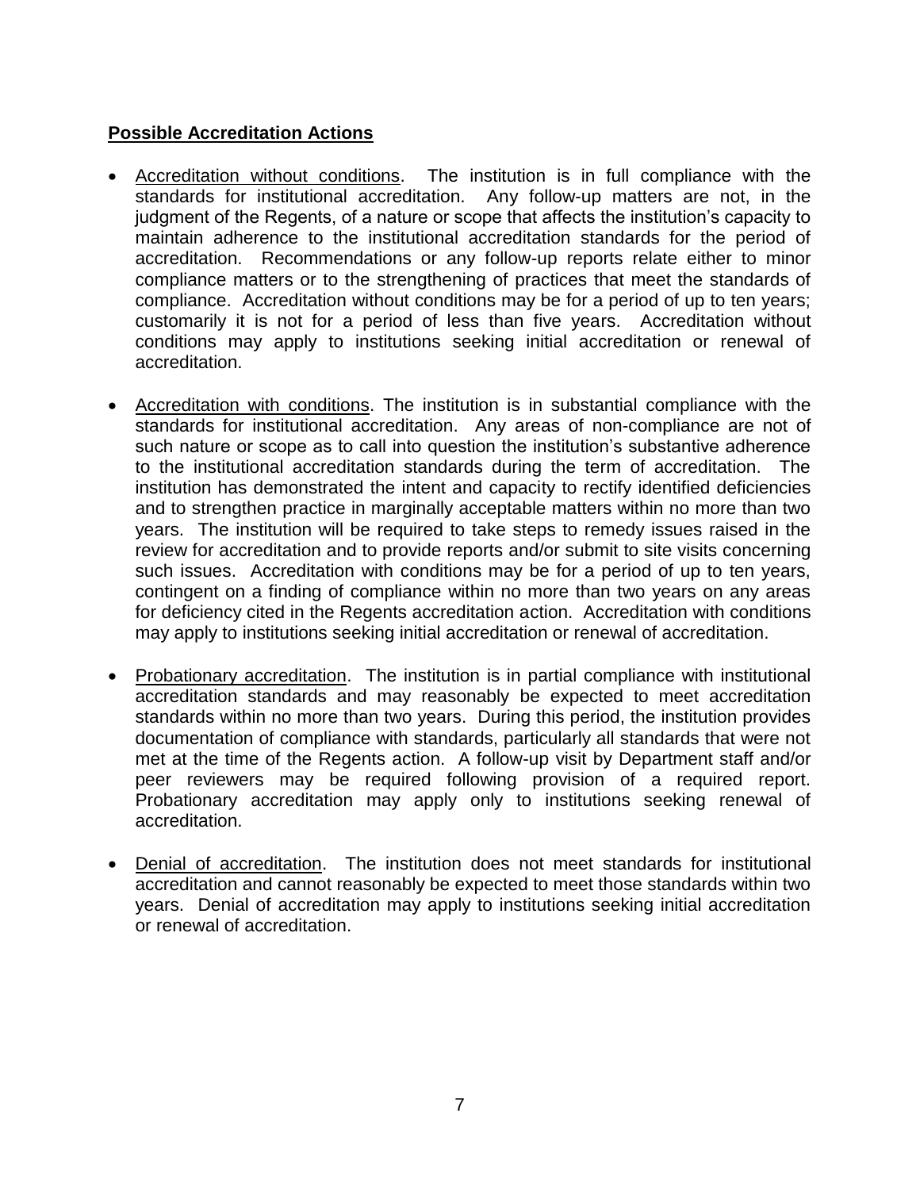**Possible Accreditation Actions**

- Accreditation without conditions. The institution is in full compliance with the standards for institutional accreditation. Any follow-up matters are not, in the judgment of the Regents, of a nature or scope that affects the institution's capacity to maintain adherence to the institutional accreditation standards for the period of accreditation. Recommendations or any follow-up reports relate either to minor compliance matters or to the strengthening of practices that meet the standards of compliance. Accreditation without conditions may be for a period of up to ten years; customarily it is not for a period of less than five years. Accreditation without conditions may apply to institutions seeking initial accreditation or renewal of accreditation.

- Accreditation with conditions. The institution is in substantial compliance with the standards for institutional accreditation. Any areas of non-compliance are not of such nature or scope as to call into question the institution's substantive adherence to the institutional accreditation standards during the term of accreditation. The institution has demonstrated the intent and capacity to rectify identified deficiencies and to strengthen practice in marginally acceptable matters within no more than two years. The institution will be required to take steps to remedy issues raised in the review for accreditation and to provide reports and/or submit to site visits concerning such issues. Accreditation with conditions may be for a period of up to ten years, contingent on a finding of compliance within no more than two years on any areas for deficiency cited in the Regents accreditation action. Accreditation with conditions may apply to institutions seeking initial accreditation or renewal of accreditation.

- Probationary accreditation. The institution is in partial compliance with institutional accreditation standards and may reasonably be expected to meet accreditation standards within no more than two years. During this period, the institution provides documentation of compliance with standards, particularly all standards that were not met at the time of the Regents action. A follow-up visit by Department staff and/or peer reviewers may be required following provision of a required report. Probationary accreditation may apply only to institutions seeking renewal of accreditation.

- Denial of accreditation. The institution does not meet standards for institutional accreditation and cannot reasonably be expected to meet those standards within two years. Denial of accreditation may apply to institutions seeking initial accreditation or renewal of accreditation.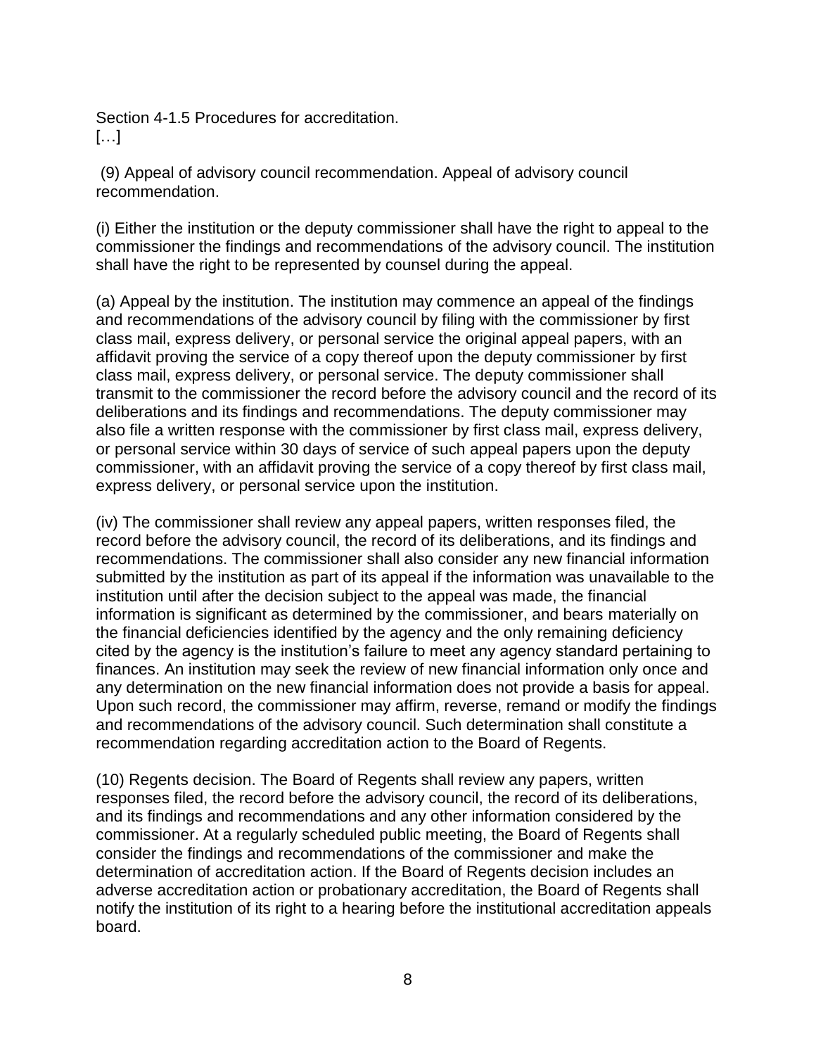Section 4-1.5 Procedures for accreditation.
[…]

(9) Appeal of advisory council recommendation. Appeal of advisory council recommendation.

(i) Either the institution or the deputy commissioner shall have the right to appeal to the commissioner the findings and recommendations of the advisory council. The institution shall have the right to be represented by counsel during the appeal.

(a) Appeal by the institution. The institution may commence an appeal of the findings and recommendations of the advisory council by filing with the commissioner by first class mail, express delivery, or personal service the original appeal papers, with an affidavit proving the service of a copy thereof upon the deputy commissioner by first class mail, express delivery, or personal service. The deputy commissioner shall transmit to the commissioner the record before the advisory council and the record of its deliberations and its findings and recommendations. The deputy commissioner may also file a written response with the commissioner by first class mail, express delivery, or personal service within 30 days of service of such appeal papers upon the deputy commissioner, with an affidavit proving the service of a copy thereof by first class mail, express delivery, or personal service upon the institution.

(iv) The commissioner shall review any appeal papers, written responses filed, the record before the advisory council, the record of its deliberations, and its findings and recommendations. The commissioner shall also consider any new financial information submitted by the institution as part of its appeal if the information was unavailable to the institution until after the decision subject to the appeal was made, the financial information is significant as determined by the commissioner, and bears materially on the financial deficiencies identified by the agency and the only remaining deficiency cited by the agency is the institution's failure to meet any agency standard pertaining to finances. An institution may seek the review of new financial information only once and any determination on the new financial information does not provide a basis for appeal. Upon such record, the commissioner may affirm, reverse, remand or modify the findings and recommendations of the advisory council. Such determination shall constitute a recommendation regarding accreditation action to the Board of Regents.

(10) Regents decision. The Board of Regents shall review any papers, written responses filed, the record before the advisory council, the record of its deliberations, and its findings and recommendations and any other information considered by the commissioner. At a regularly scheduled public meeting, the Board of Regents shall consider the findings and recommendations of the commissioner and make the determination of accreditation action. If the Board of Regents decision includes an adverse accreditation action or probationary accreditation, the Board of Regents shall notify the institution of its right to a hearing before the institutional accreditation appeals board.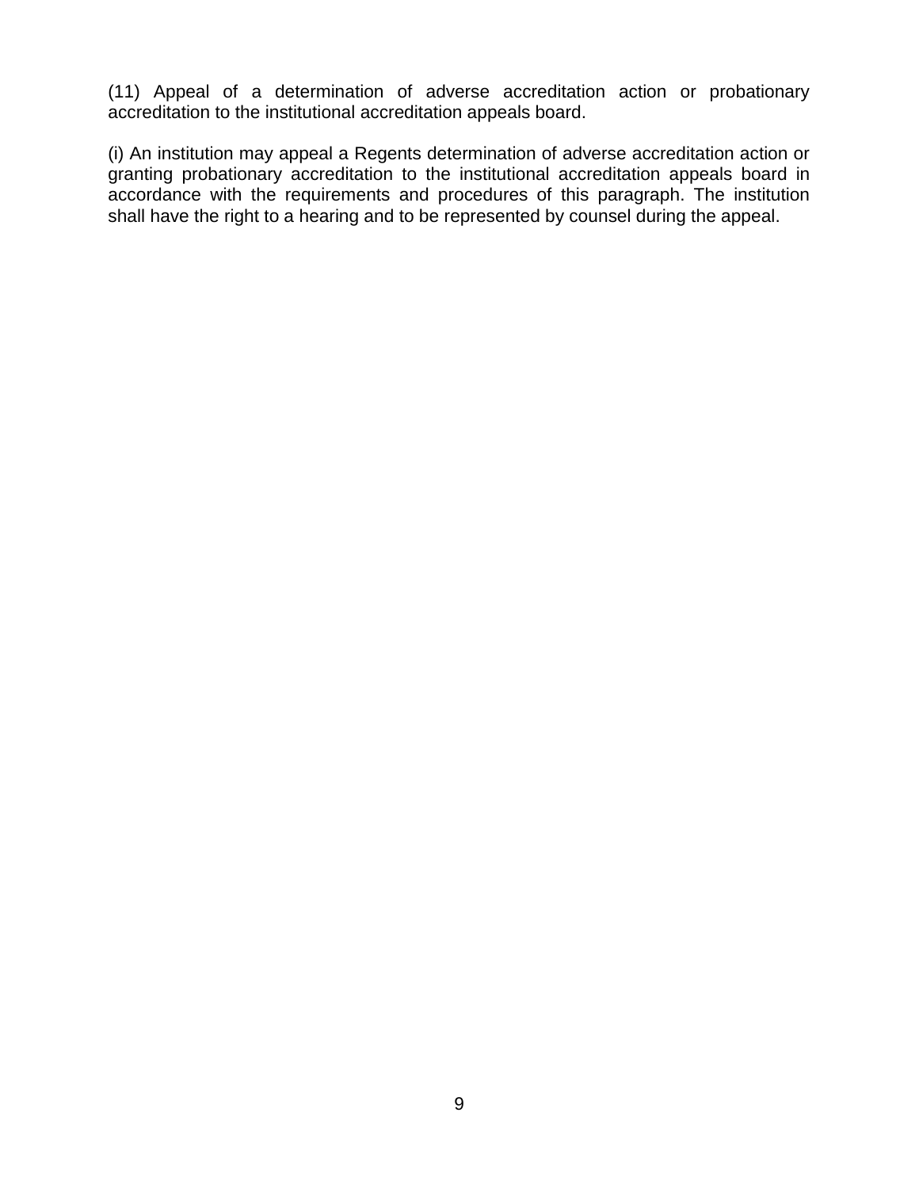(11) Appeal of a determination of adverse accreditation action or probationary accreditation to the institutional accreditation appeals board.

(i) An institution may appeal a Regents determination of adverse accreditation action or granting probationary accreditation to the institutional accreditation appeals board in accordance with the requirements and procedures of this paragraph. The institution shall have the right to a hearing and to be represented by counsel during the appeal.